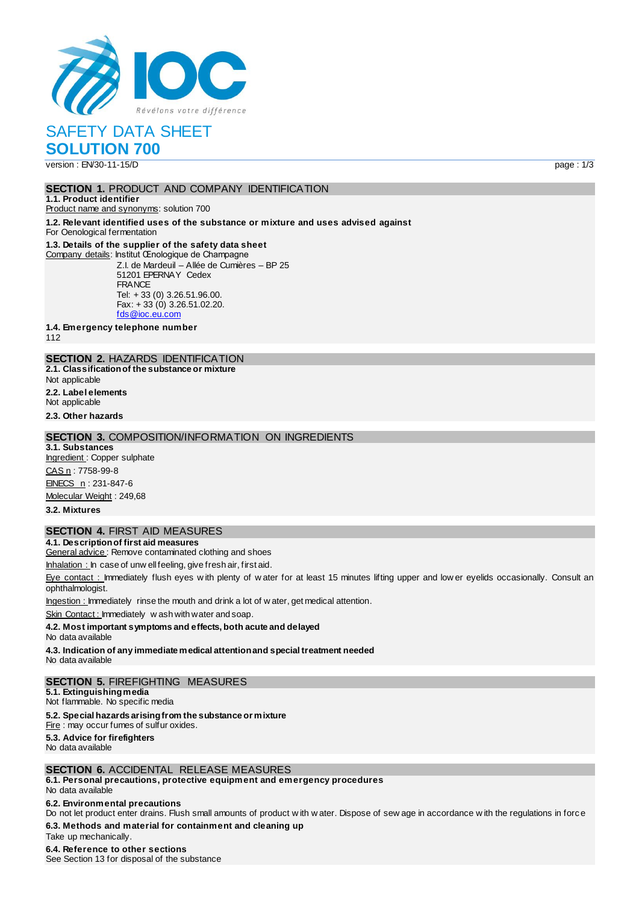IOC

*Révélons votre différence*

# SAFETY DATA SHEET

# SOLUTION 700

version : EN/30-11-15/D

## SECTION 1. PRODUCT AND COMPANY IDENTIFICATION

**1.1. Product identifier**

Product name and synonyms: solution 700

**1.2. Relevant identified uses of the substance or mixture and uses advised against**

For Oenological fermentation

**1.3. Details of the supplier of the safety data sheet**

Company details: Institut Œnologique de Champagne
Z.I. de Mardeuil – Allée de Cumières – BP 25
51201 EPERNAY Cedex
FRANCE
Tel: + 33 (0) 3.26.51.96.00.
Fax: + 33 (0) 3.26.51.02.20.
fds@ioc.eu.com

**1.4. Emergency telephone number**

112

## SECTION 2. HAZARDS IDENTIFICATION

**2.1. Classification of the substance or mixture**

Not applicable

**2.2. Label elements**

Not applicable

**2.3. Other hazards**

## SECTION 3. COMPOSITION/INFORMATION ON INGREDIENTS

**3.1. Substances**

Ingredient : Copper sulphate

CAS n : 7758-99-8

EINECS n : 231-847-6

Molecular Weight : 249,68

**3.2. Mixtures**

## SECTION 4. FIRST AID MEASURES

**4.1. Description of first aid measures**

General advice : Remove contaminated clothing and shoes

Inhalation : In case of unwell feeling, give fresh air, first aid.

Eye contact : Immediately flush eyes with plenty of water for at least 15 minutes lifting upper and lower eyelids occasionally. Consult an ophthalmologist.

Ingestion : Immediately rinse the mouth and drink a lot of water, get medical attention.

Skin Contact : Immediately wash with water and soap.

**4.2. Most important symptoms and effects, both acute and delayed**

No data available

**4.3. Indication of any immediate medical attention and special treatment needed**

No data available

## SECTION 5. FIREFIGHTING MEASURES

**5.1. Extinguishing media**

Not flammable. No specific media

**5.2. Special hazards arising from the substance or mixture**

Fire : may occur fumes of sulfur oxides.

**5.3. Advice for firefighters**

No data available

## SECTION 6. ACCIDENTAL RELEASE MEASURES

**6.1. Personal precautions, protective equipment and emergency procedures**

No data available

**6.2. Environmental precautions**

Do not let product enter drains. Flush small amounts of product with water. Dispose of sewage in accordance with the regulations in force

**6.3. Methods and material for containment and cleaning up**

Take up mechanically.

**6.4. Reference to other sections**

See Section 13 for disposal of the substance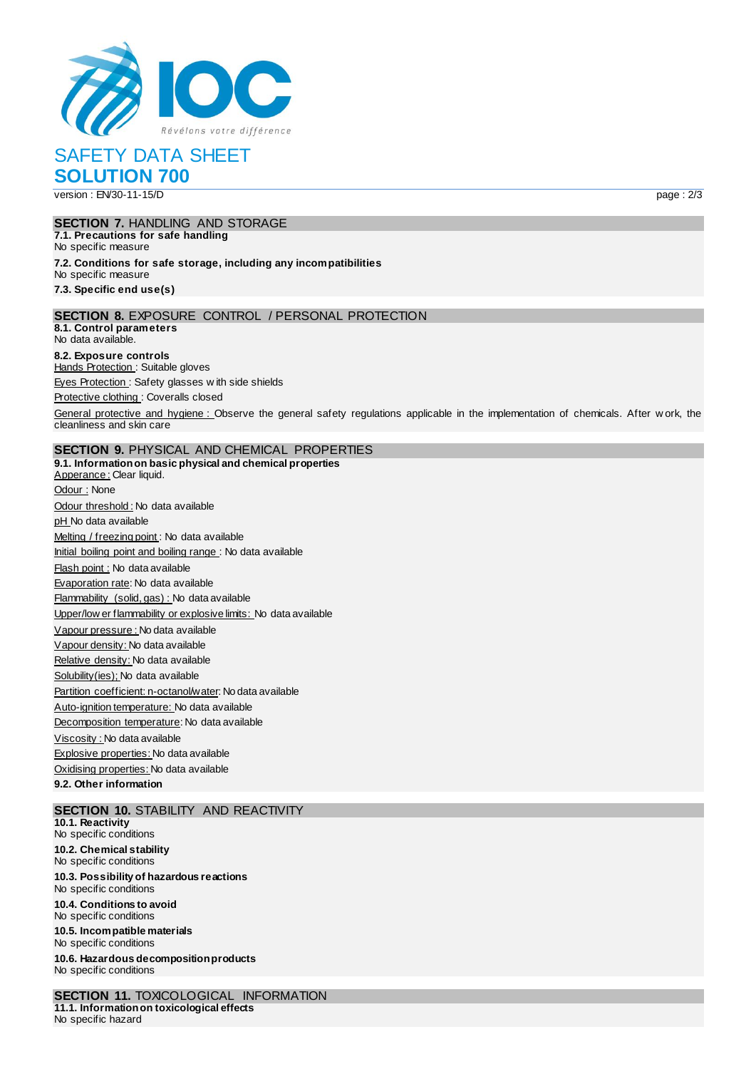# SAFETY DATA SHEET
## SOLUTION 700

version : EN/30-11-15/D

### SECTION 7. HANDLING AND STORAGE

**7.1. Precautions for safe handling**
No specific measure

**7.2. Conditions for safe storage, including any incompatibilities**
No specific measure

**7.3. Specific end use(s)**

### SECTION 8. EXPOSURE CONTROL / PERSONAL PROTECTION

**8.1. Control parameters**
No data available.

**8.2. Exposure controls**
Hands Protection : Suitable gloves

Eyes Protection : Safety glasses with side shields

Protective clothing : Coveralls closed

General protective and hygiene : Observe the general safety regulations applicable in the implementation of chemicals. After work, the cleanliness and skin care

### SECTION 9. PHYSICAL AND CHEMICAL PROPERTIES

**9.1. Information on basic physical and chemical properties**
Apperance : Clear liquid.

Odour : None

Odour threshold : No data available

pH No data available

Melting / freezing point : No data available

Initial boiling point and boiling range : No data available

Flash point : No data available

Evaporation rate: No data available

Flammability (solid, gas) : No data available

Upper/lower flammability or explosive limits: No data available

Vapour pressure : No data available

Vapour density: No data available

Relative density: No data available

Solubility(ies); No data available

Partition coefficient: n-octanol/water: No data available

Auto-ignition temperature: No data available

Decomposition temperature: No data available

Viscosity : No data available

Explosive properties: No data available

Oxidising properties: No data available

**9.2. Other information**

### SECTION 10. STABILITY AND REACTIVITY

**10.1. Reactivity**
No specific conditions

**10.2. Chemical stability**
No specific conditions

**10.3. Possibility of hazardous reactions**
No specific conditions

**10.4. Conditions to avoid**
No specific conditions

**10.5. Incompatible materials**
No specific conditions

**10.6. Hazardous decomposition products**
No specific conditions

### SECTION 11. TOXICOLOGICAL INFORMATION

**11.1. Information on toxicological effects**
No specific hazard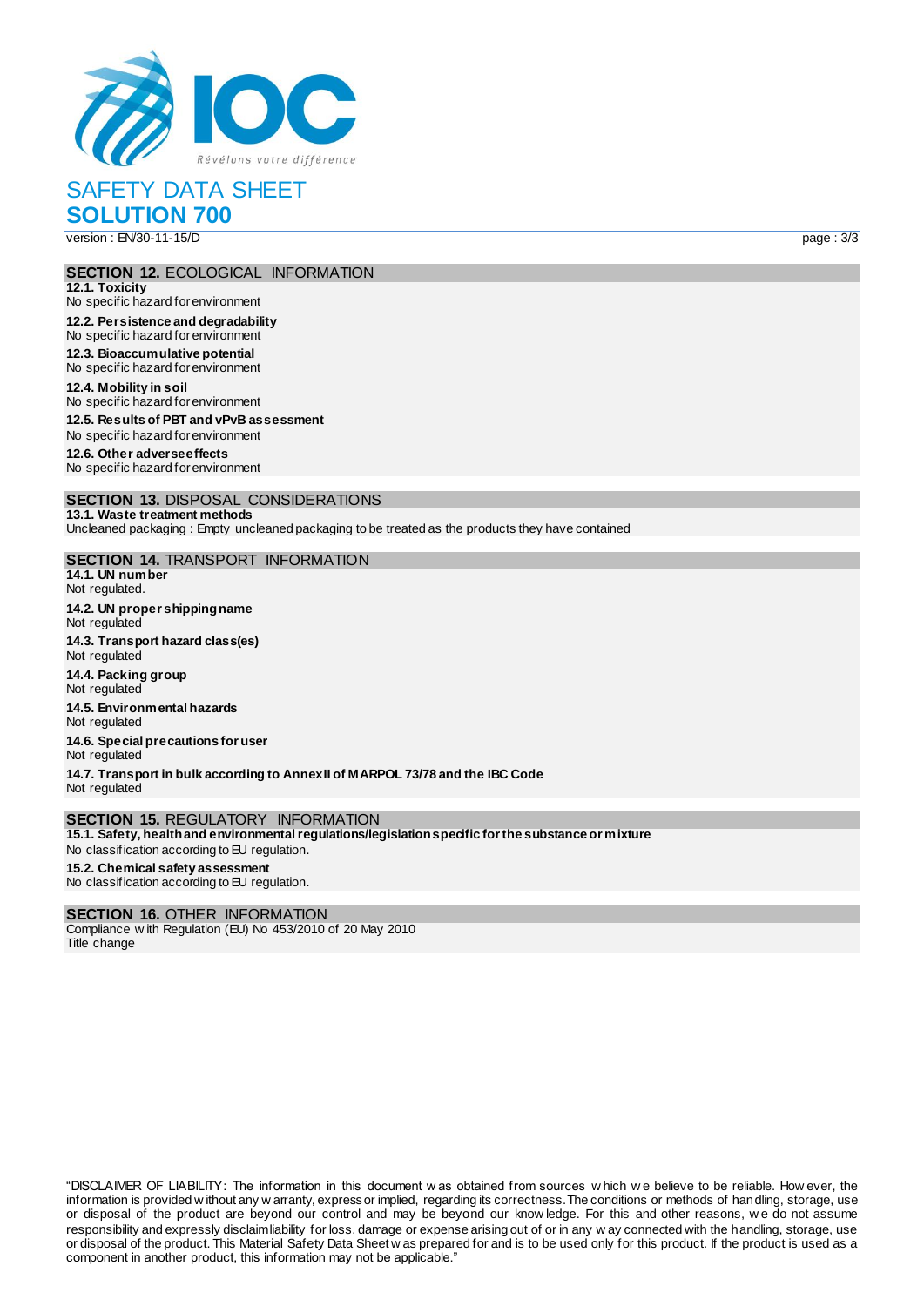# SAFETY DATA SHEET
# SOLUTION 700

version : EN/30-11-15/D

## SECTION 12. ECOLOGICAL INFORMATION

**12.1. Toxicity**
No specific hazard for environment

**12.2. Persistence and degradability**
No specific hazard for environment

**12.3. Bioaccumulative potential**
No specific hazard for environment

**12.4. Mobility in soil**
No specific hazard for environment

**12.5. Results of PBT and vPvB assessment**
No specific hazard for environment

**12.6. Other adverse effects**
No specific hazard for environment

## SECTION 13. DISPOSAL CONSIDERATIONS

**13.1. Waste treatment methods**
Uncleaned packaging : Empty uncleaned packaging to be treated as the products they have contained

## SECTION 14. TRANSPORT INFORMATION

**14.1. UN number**
Not regulated.

**14.2. UN proper shipping name**
Not regulated

**14.3. Transport hazard class(es)**
Not regulated

**14.4. Packing group**
Not regulated

**14.5. Environmental hazards**
Not regulated

**14.6. Special precautions for user**
Not regulated

**14.7. Transport in bulk according to Annex II of MARPOL 73/78 and the IBC Code**
Not regulated

## SECTION 15. REGULATORY INFORMATION

**15.1. Safety, health and environmental regulations/legislation specific for the substance or mixture**
No classification according to EU regulation.

**15.2. Chemical safety assessment**
No classification according to EU regulation.

## SECTION 16. OTHER INFORMATION

Compliance with Regulation (EU) No 453/2010 of 20 May 2010
Title change

"DISCLAIMER OF LIABILITY: The information in this document was obtained from sources which we believe to be reliable. However, the information is provided without any warranty, express or implied, regarding its correctness. The conditions or methods of handling, storage, use or disposal of the product are beyond our control and may be beyond our knowledge. For this and other reasons, we do not assume responsibility and expressly disclaim liability for loss, damage or expense arising out of or in any way connected with the handling, storage, use or disposal of the product. This Material Safety Data Sheet was prepared for and is to be used only for this product. If the product is used as a component in another product, this information may not be applicable."